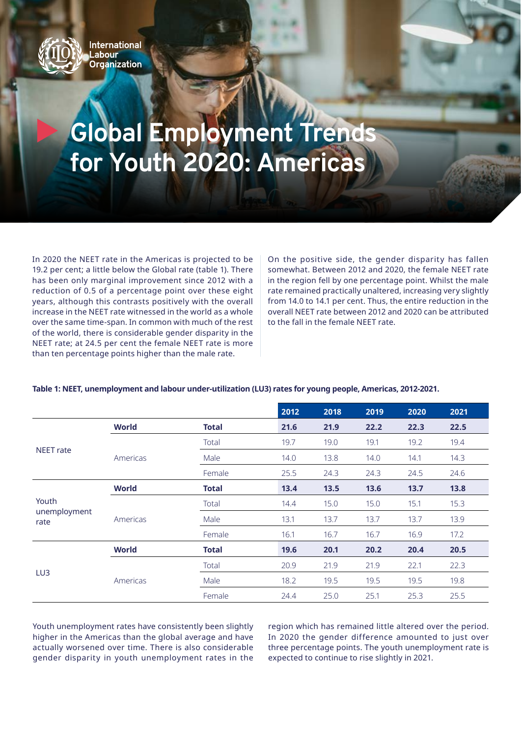International Labour Organization

# Global Employment Trends for Youth 2020: Americas

In 2020 the NEET rate in the Americas is projected to be 19.2 per cent; a little below the Global rate (table 1). There has been only marginal improvement since 2012 with a reduction of 0.5 of a percentage point over these eight years, although this contrasts positively with the overall increase in the NEET rate witnessed in the world as a whole over the same time-span. In common with much of the rest of the world, there is considerable gender disparity in the NEET rate; at 24.5 per cent the female NEET rate is more than ten percentage points higher than the male rate.

On the positive side, the gender disparity has fallen somewhat. Between 2012 and 2020, the female NEET rate in the region fell by one percentage point. Whilst the male rate remained practically unaltered, increasing very slightly from 14.0 to 14.1 per cent. Thus, the entire reduction in the overall NEET rate between 2012 and 2020 can be attributed to the fall in the female NEET rate.

**Table 1: NEET, unemployment and labour under-utilization (LU3) rates for young people, Americas, 2012-2021.**

| | | | 2012 | 2018 | 2019 | 2020 | 2021 |
|---|---|---|---|---|---|---|---|
| NEET rate | **World** | **Total** | **21.6** | **21.9** | **22.2** | **22.3** | **22.5** |
| | Americas | Total | 19.7 | 19.0 | 19.1 | 19.2 | 19.4 |
| | | Male | 14.0 | 13.8 | 14.0 | 14.1 | 14.3 |
| | | Female | 25.5 | 24.3 | 24.3 | 24.5 | 24.6 |
| Youth unemployment rate | **World** | **Total** | **13.4** | **13.5** | **13.6** | **13.7** | **13.8** |
| | Americas | Total | 14.4 | 15.0 | 15.0 | 15.1 | 15.3 |
| | | Male | 13.1 | 13.7 | 13.7 | 13.7 | 13.9 |
| | | Female | 16.1 | 16.7 | 16.7 | 16.9 | 17.2 |
| LU3 | **World** | **Total** | **19.6** | **20.1** | **20.2** | **20.4** | **20.5** |
| | Americas | Total | 20.9 | 21.9 | 21.9 | 22.1 | 22.3 |
| | | Male | 18.2 | 19.5 | 19.5 | 19.5 | 19.8 |
| | | Female | 24.4 | 25.0 | 25.1 | 25.3 | 25.5 |

Youth unemployment rates have consistently been slightly higher in the Americas than the global average and have actually worsened over time. There is also considerable gender disparity in youth unemployment rates in the region which has remained little altered over the period. In 2020 the gender difference amounted to just over three percentage points. The youth unemployment rate is expected to continue to rise slightly in 2021.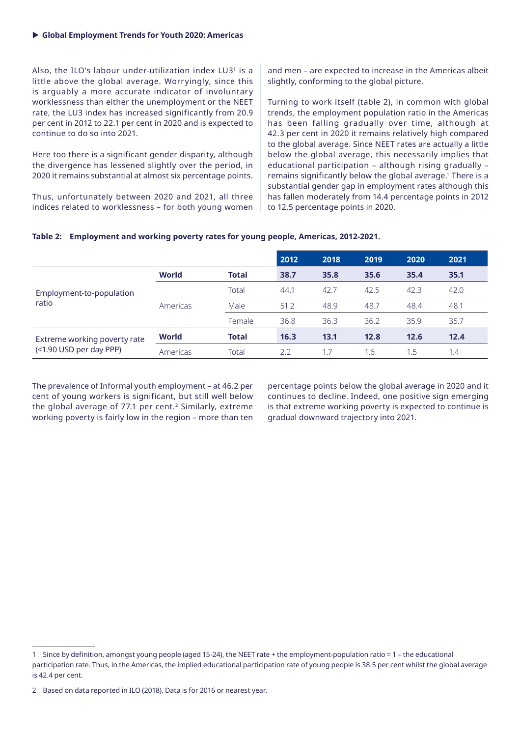Also, the ILO's labour under-utilization index LU3[1] is a little above the global average. Worryingly, since this is arguably a more accurate indicator of involuntary worklessness than either the unemployment or the NEET rate, the LU3 index has increased significantly from 20.9 per cent in 2012 to 22.1 per cent in 2020 and is expected to continue to do so into 2021.

Here too there is a significant gender disparity, although the divergence has lessened slightly over the period, in 2020 it remains substantial at almost six percentage points.

Thus, unfortunately between 2020 and 2021, all three indices related to worklessness – for both young women and men – are expected to increase in the Americas albeit slightly, conforming to the global picture.

Turning to work itself (table 2), in common with global trends, the employment population ratio in the Americas has been falling gradually over time, although at 42.3 per cent in 2020 it remains relatively high compared to the global average. Since NEET rates are actually a little below the global average, this necessarily implies that educational participation – although rising gradually – remains significantly below the global average.[1] There is a substantial gender gap in employment rates although this has fallen moderately from 14.4 percentage points in 2012 to 12.5 percentage points in 2020.

**Table 2: Employment and working poverty rates for young people, Americas, 2012-2021.**

| | | | 2012 | 2018 | 2019 | 2020 | 2021 |
|---|---|---|---|---|---|---|---|
| Employment-to-population ratio | **World** | **Total** | **38.7** | **35.8** | **35.6** | **35.4** | **35.1** |
| | Americas | Total | 44.1 | 42.7 | 42.5 | 42.3 | 42.0 |
| | | Male | 51.2 | 48.9 | 48.7 | 48.4 | 48.1 |
| | | Female | 36.8 | 36.3 | 36.2 | 35.9 | 35.7 |
| Extreme working poverty rate (<1.90 USD per day PPP) | **World** | **Total** | **16.3** | **13.1** | **12.8** | **12.6** | **12.4** |
| | Americas | Total | 2.2 | 1.7 | 1.6 | 1.5 | 1.4 |

The prevalence of Informal youth employment – at 46.2 per cent of young workers is significant, but still well below the global average of 77.1 per cent.[2] Similarly, extreme working poverty is fairly low in the region – more than ten percentage points below the global average in 2020 and it continues to decline. Indeed, one positive sign emerging is that extreme working poverty is expected to continue is gradual downward trajectory into 2021.

---

1 Since by definition, amongst young people (aged 15-24), the NEET rate + the employment-population ratio = 1 – the educational participation rate. Thus, in the Americas, the implied educational participation rate of young people is 38.5 per cent whilst the global average is 42.4 per cent.

2 Based on data reported in ILO (2018). Data is for 2016 or nearest year.